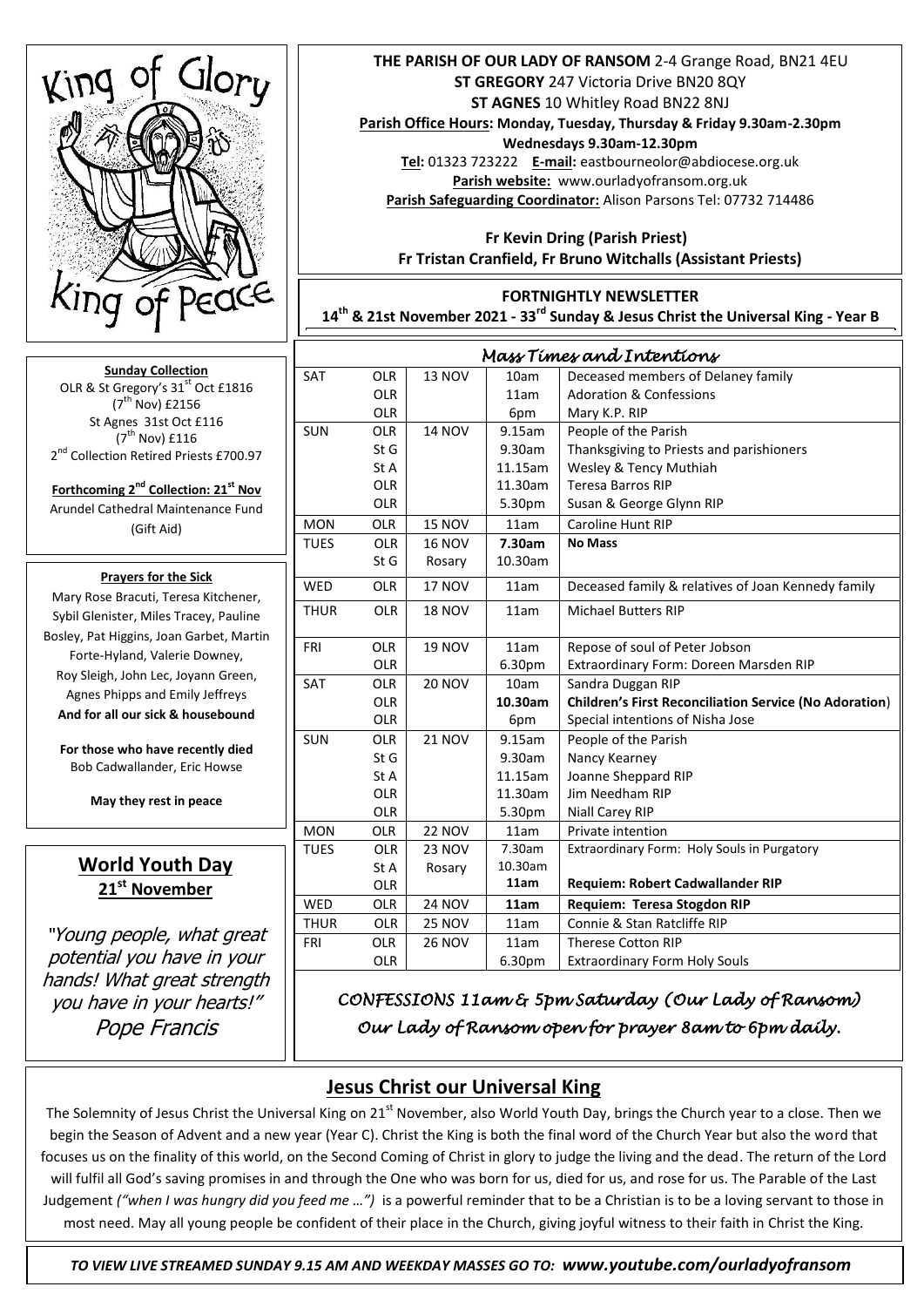King of Glory King of Peace

**THE PARISH OF OUR LADY OF RANSOM** 2-4 Grange Road, BN21 4EU
**ST GREGORY** 247 Victoria Drive BN20 8QY
**ST AGNES** 10 Whitley Road BN22 8NJ
**Parish Office Hours: Monday, Tuesday, Thursday & Friday 9.30am-2.30pm**
**Wednesdays 9.30am-12.30pm**
**Tel:** 01323 723222 **E-mail:** eastbourneolor@abdiocese.org.uk
**Parish website:** www.ourladyofransom.org.uk
**Parish Safeguarding Coordinator:** Alison Parsons Tel: 07732 714486

**Fr Kevin Dring (Parish Priest)**
**Fr Tristan Cranfield, Fr Bruno Witchalls (Assistant Priests)**

**FORTNIGHTLY NEWSLETTER**
**14th & 21st November 2021 - 33rd Sunday & Jesus Christ the Universal King - Year B**

**Sunday Collection**
OLR & St Gregory's 31st Oct £1816
(7th Nov) £2156
St Agnes 31st Oct £116
(7th Nov) £116
2nd Collection Retired Priests £700.97

**Forthcoming 2nd Collection: 21st Nov**
Arundel Cathedral Maintenance Fund
(Gift Aid)

**Prayers for the Sick**
Mary Rose Bracuti, Teresa Kitchener, Sybil Glenister, Miles Tracey, Pauline Bosley, Pat Higgins, Joan Garbet, Martin Forte-Hyland, Valerie Downey, Roy Sleigh, John Lec, Joyann Green, Agnes Phipps and Emily Jeffreys
**And for all our sick & housebound**

**For those who have recently died**
Bob Cadwallander, Eric Howse

**May they rest in peace**

## World Youth Day 21st November

*"Young people, what great potential you have in your hands! What great strength you have in your hearts!"*
*Pope Francis*

## Mass Times and Intentions

| | | | | |
|---|---|---|---|---|
| SAT | OLR | 13 NOV | 10am | Deceased members of Delaney family |
| | OLR | | 11am | Adoration & Confessions |
| | OLR | | 6pm | Mary K.P. RIP |
| SUN | OLR | 14 NOV | 9.15am | People of the Parish |
| | St G | | 9.30am | Thanksgiving to Priests and parishioners |
| | St A | | 11.15am | Wesley & Tency Muthiah |
| | OLR | | 11.30am | Teresa Barros RIP |
| | OLR | | 5.30pm | Susan & George Glynn RIP |
| MON | OLR | 15 NOV | 11am | Caroline Hunt RIP |
| TUES | OLR | 16 NOV | **7.30am** | **No Mass** |
| | St G | Rosary | 10.30am | |
| WED | OLR | 17 NOV | 11am | Deceased family & relatives of Joan Kennedy family |
| THUR | OLR | 18 NOV | 11am | Michael Butters RIP |
| FRI | OLR | 19 NOV | 11am | Repose of soul of Peter Jobson |
| | OLR | | 6.30pm | Extraordinary Form: Doreen Marsden RIP |
| SAT | OLR | 20 NOV | 10am | Sandra Duggan RIP |
| | OLR | | **10.30am** | **Children's First Reconciliation Service (No Adoration)** |
| | OLR | | 6pm | Special intentions of Nisha Jose |
| SUN | OLR | 21 NOV | 9.15am | People of the Parish |
| | St G | | 9.30am | Nancy Kearney |
| | St A | | 11.15am | Joanne Sheppard RIP |
| | OLR | | 11.30am | Jim Needham RIP |
| | OLR | | 5.30pm | Niall Carey RIP |
| MON | OLR | 22 NOV | 11am | Private intention |
| TUES | OLR | 23 NOV | 7.30am | Extraordinary Form: Holy Souls in Purgatory |
| | St A | Rosary | 10.30am | |
| | OLR | | **11am** | **Requiem: Robert Cadwallander RIP** |
| WED | OLR | 24 NOV | **11am** | **Requiem: Teresa Stogdon RIP** |
| THUR | OLR | 25 NOV | 11am | Connie & Stan Ratcliffe RIP |
| FRI | OLR | 26 NOV | 11am | Therese Cotton RIP |
| | OLR | | 6.30pm | Extraordinary Form Holy Souls |

*CONFESSIONS 11am & 5pm Saturday (Our Lady of Ransom)*
*Our Lady of Ransom open for prayer 8am to 6pm daily.*

## Jesus Christ our Universal King

The Solemnity of Jesus Christ the Universal King on 21st November, also World Youth Day, brings the Church year to a close. Then we begin the Season of Advent and a new year (Year C). Christ the King is both the final word of the Church Year but also the word that focuses us on the finality of this world, on the Second Coming of Christ in glory to judge the living and the dead. The return of the Lord will fulfil all God's saving promises in and through the One who was born for us, died for us, and rose for us. The Parable of the Last Judgement *("when I was hungry did you feed me …")* is a powerful reminder that to be a Christian is to be a loving servant to those in most need. May all young people be confident of their place in the Church, giving joyful witness to their faith in Christ the King.

*TO VIEW LIVE STREAMED SUNDAY 9.15 AM AND WEEKDAY MASSES GO TO:* ***www.youtube.com/ourladyofransom***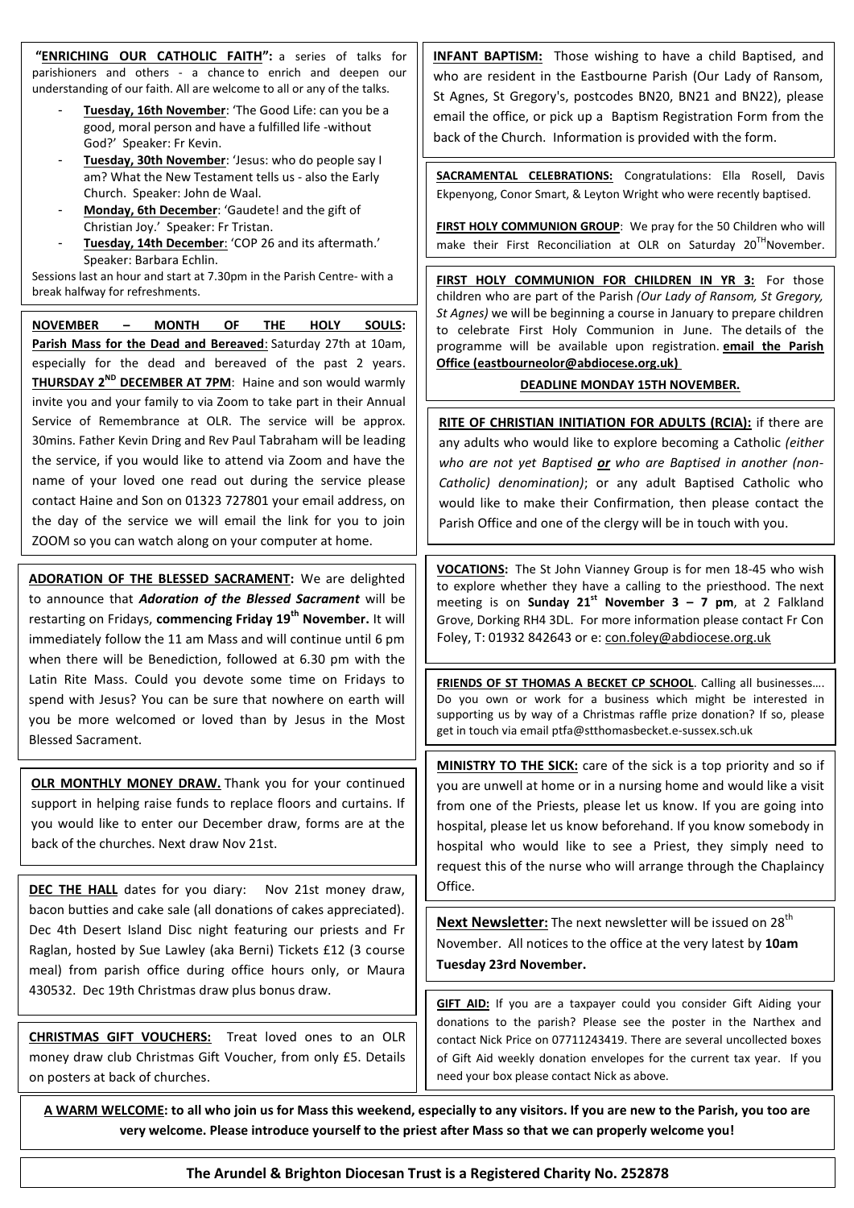**"ENRICHING OUR CATHOLIC FAITH":** a series of talks for parishioners and others - a chance to enrich and deepen our understanding of our faith. All are welcome to all or any of the talks.

- **Tuesday, 16th November**: 'The Good Life: can you be a good, moral person and have a fulfilled life -without God?' Speaker: Fr Kevin.
- **Tuesday, 30th November**: 'Jesus: who do people say I am? What the New Testament tells us - also the Early Church. Speaker: John de Waal.
- **Monday, 6th December**: 'Gaudete! and the gift of Christian Joy.' Speaker: Fr Tristan.
- **Tuesday, 14th December**: 'COP 26 and its aftermath.' Speaker: Barbara Echlin.

Sessions last an hour and start at 7.30pm in the Parish Centre- with a break halfway for refreshments.

**NOVEMBER – MONTH OF THE HOLY SOULS: Parish Mass for the Dead and Bereaved**: Saturday 27th at 10am, especially for the dead and bereaved of the past 2 years. **THURSDAY 2ND DECEMBER AT 7PM**: Haine and son would warmly invite you and your family to via Zoom to take part in their Annual Service of Remembrance at OLR. The service will be approx. 30mins. Father Kevin Dring and Rev Paul Tabraham will be leading the service, if you would like to attend via Zoom and have the name of your loved one read out during the service please contact Haine and Son on 01323 727801 your email address, on the day of the service we will email the link for you to join ZOOM so you can watch along on your computer at home.

**ADORATION OF THE BLESSED SACRAMENT:** We are delighted to announce that ***Adoration of the Blessed Sacrament*** will be restarting on Fridays, **commencing Friday 19th November.** It will immediately follow the 11 am Mass and will continue until 6 pm when there will be Benediction, followed at 6.30 pm with the Latin Rite Mass. Could you devote some time on Fridays to spend with Jesus? You can be sure that nowhere on earth will you be more welcomed or loved than by Jesus in the Most Blessed Sacrament.

**OLR MONTHLY MONEY DRAW.** Thank you for your continued support in helping raise funds to replace floors and curtains. If you would like to enter our December draw, forms are at the back of the churches. Next draw Nov 21st.

**DEC THE HALL** dates for you diary: Nov 21st money draw, bacon butties and cake sale (all donations of cakes appreciated). Dec 4th Desert Island Disc night featuring our priests and Fr Raglan, hosted by Sue Lawley (aka Berni) Tickets £12 (3 course meal) from parish office during office hours only, or Maura 430532. Dec 19th Christmas draw plus bonus draw.

**CHRISTMAS GIFT VOUCHERS:** Treat loved ones to an OLR money draw club Christmas Gift Voucher, from only £5. Details on posters at back of churches.

**INFANT BAPTISM:** Those wishing to have a child Baptised, and who are resident in the Eastbourne Parish (Our Lady of Ransom, St Agnes, St Gregory's, postcodes BN20, BN21 and BN22), please email the office, or pick up a Baptism Registration Form from the back of the Church. Information is provided with the form.

**SACRAMENTAL CELEBRATIONS:** Congratulations: Ella Rosell, Davis Ekpenyong, Conor Smart, & Leyton Wright who were recently baptised.

**FIRST HOLY COMMUNION GROUP**: We pray for the 50 Children who will make their First Reconciliation at OLR on Saturday 20TH November.

**FIRST HOLY COMMUNION FOR CHILDREN IN YR 3:** For those children who are part of the Parish *(Our Lady of Ransom, St Gregory, St Agnes)* we will be beginning a course in January to prepare children to celebrate First Holy Communion in June. The details of the programme will be available upon registration. **email the Parish Office (eastbourneolor@abdiocese.org.uk)**

**DEADLINE MONDAY 15TH NOVEMBER.**

**RITE OF CHRISTIAN INITIATION FOR ADULTS (RCIA):** if there are any adults who would like to explore becoming a Catholic *(either who are not yet Baptised **or** who are Baptised in another (non-Catholic) denomination)*; or any adult Baptised Catholic who would like to make their Confirmation, then please contact the Parish Office and one of the clergy will be in touch with you.

**VOCATIONS:** The St John Vianney Group is for men 18-45 who wish to explore whether they have a calling to the priesthood. The next meeting is on **Sunday 21st November 3 – 7 pm**, at 2 Falkland Grove, Dorking RH4 3DL. For more information please contact Fr Con Foley, T: 01932 842643 or e: con.foley@abdiocese.org.uk

**FRIENDS OF ST THOMAS A BECKET CP SCHOOL**. Calling all businesses…. Do you own or work for a business which might be interested in supporting us by way of a Christmas raffle prize donation? If so, please get in touch via email ptfa@stthomasbecket.e-sussex.sch.uk

**MINISTRY TO THE SICK:** care of the sick is a top priority and so if you are unwell at home or in a nursing home and would like a visit from one of the Priests, please let us know. If you are going into hospital, please let us know beforehand. If you know somebody in hospital who would like to see a Priest, they simply need to request this of the nurse who will arrange through the Chaplaincy Office.

**Next Newsletter:** The next newsletter will be issued on 28th November. All notices to the office at the very latest by **10am Tuesday 23rd November.**

**GIFT AID:** If you are a taxpayer could you consider Gift Aiding your donations to the parish? Please see the poster in the Narthex and contact Nick Price on 07711243419. There are several uncollected boxes of Gift Aid weekly donation envelopes for the current tax year. If you need your box please contact Nick as above.

**A WARM WELCOME: to all who join us for Mass this weekend, especially to any visitors. If you are new to the Parish, you too are very welcome. Please introduce yourself to the priest after Mass so that we can properly welcome you!**

**The Arundel & Brighton Diocesan Trust is a Registered Charity No. 252878**